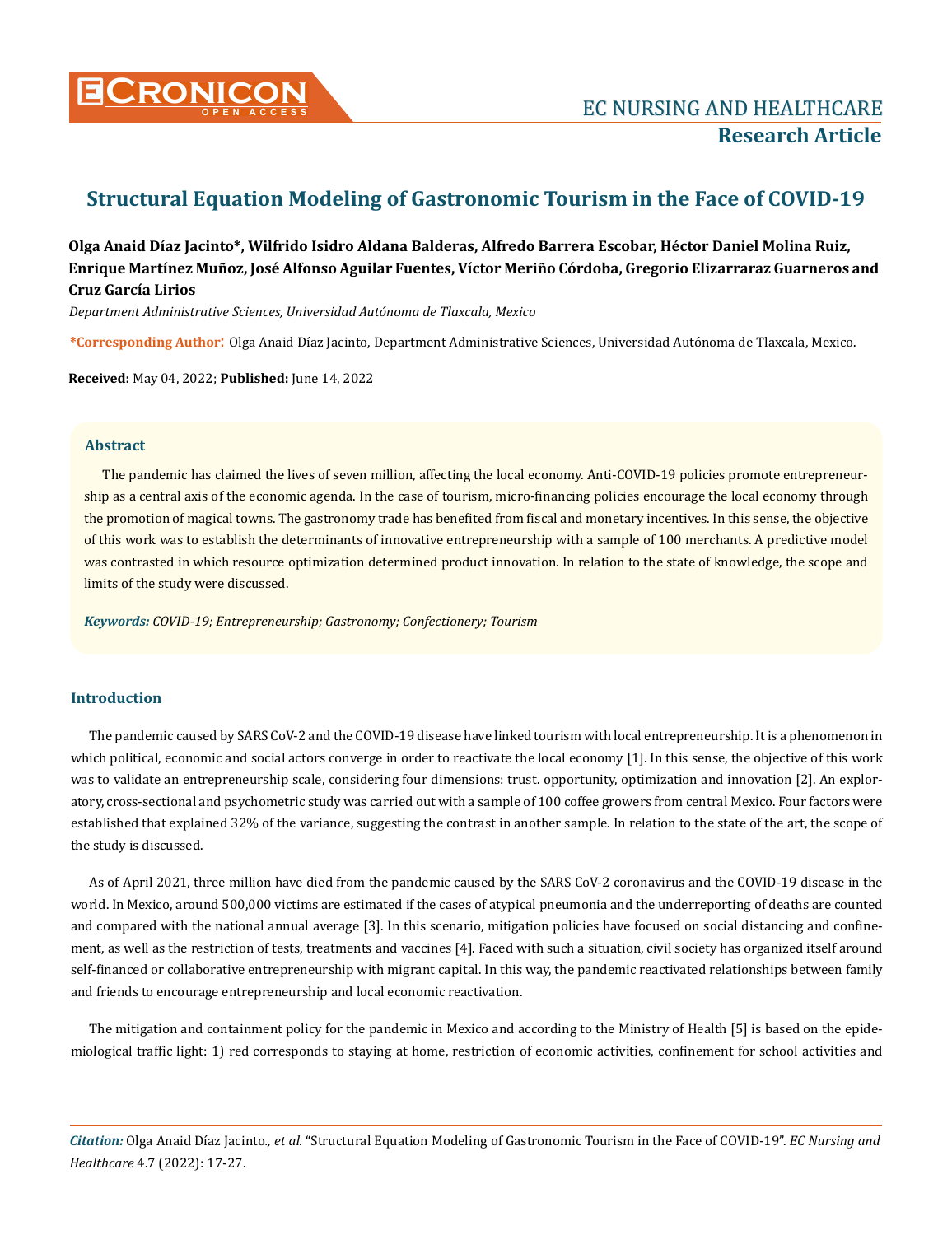# Structural Equation Modeling of Gastronomic Tourism in the Face of COVID-19

**Olga Anaid Díaz Jacinto\*, Wilfrido Isidro Aldana Balderas, Alfredo Barrera Escobar, Héctor Daniel Molina Ruiz, Enrique Martínez Muñoz, José Alfonso Aguilar Fuentes, Víctor Meriño Córdoba, Gregorio Elizarraraz Guarneros and Cruz García Lirios**

*Department Administrative Sciences, Universidad Autónoma de Tlaxcala, Mexico*

**\*Corresponding Author:** Olga Anaid Díaz Jacinto, Department Administrative Sciences, Universidad Autónoma de Tlaxcala, Mexico.

**Received:** May 04, 2022; **Published:** June 14, 2022

## Abstract

The pandemic has claimed the lives of seven million, affecting the local economy. Anti-COVID-19 policies promote entrepreneurship as a central axis of the economic agenda. In the case of tourism, micro-financing policies encourage the local economy through the promotion of magical towns. The gastronomy trade has benefited from fiscal and monetary incentives. In this sense, the objective of this work was to establish the determinants of innovative entrepreneurship with a sample of 100 merchants. A predictive model was contrasted in which resource optimization determined product innovation. In relation to the state of knowledge, the scope and limits of the study were discussed.

***Keywords:*** *COVID-19; Entrepreneurship; Gastronomy; Confectionery; Tourism*

## Introduction

The pandemic caused by SARS CoV-2 and the COVID-19 disease have linked tourism with local entrepreneurship. It is a phenomenon in which political, economic and social actors converge in order to reactivate the local economy [1]. In this sense, the objective of this work was to validate an entrepreneurship scale, considering four dimensions: trust. opportunity, optimization and innovation [2]. An exploratory, cross-sectional and psychometric study was carried out with a sample of 100 coffee growers from central Mexico. Four factors were established that explained 32% of the variance, suggesting the contrast in another sample. In relation to the state of the art, the scope of the study is discussed.

As of April 2021, three million have died from the pandemic caused by the SARS CoV-2 coronavirus and the COVID-19 disease in the world. In Mexico, around 500,000 victims are estimated if the cases of atypical pneumonia and the underreporting of deaths are counted and compared with the national annual average [3]. In this scenario, mitigation policies have focused on social distancing and confinement, as well as the restriction of tests, treatments and vaccines [4]. Faced with such a situation, civil society has organized itself around self-financed or collaborative entrepreneurship with migrant capital. In this way, the pandemic reactivated relationships between family and friends to encourage entrepreneurship and local economic reactivation.

The mitigation and containment policy for the pandemic in Mexico and according to the Ministry of Health [5] is based on the epidemiological traffic light: 1) red corresponds to staying at home, restriction of economic activities, confinement for school activities and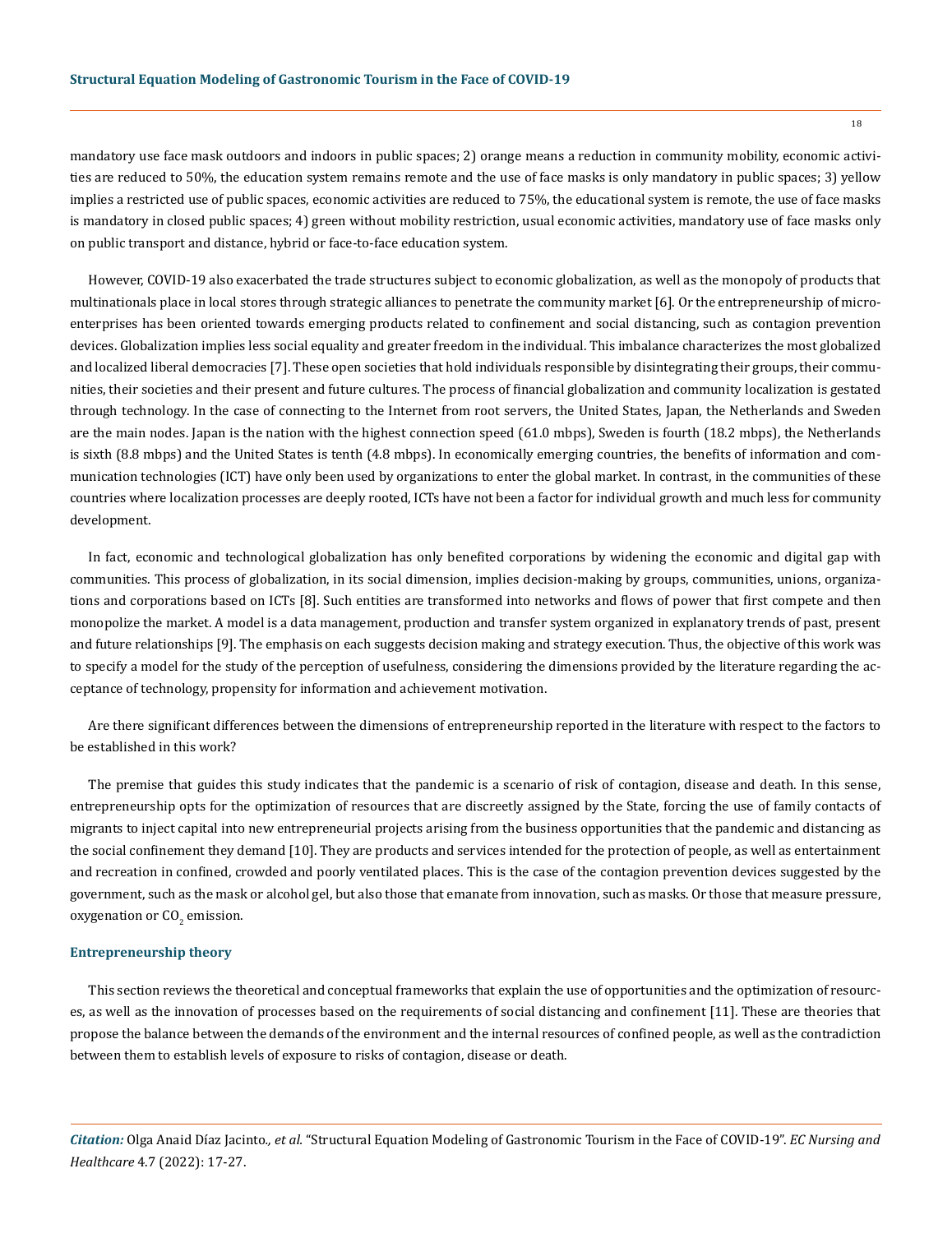mandatory use face mask outdoors and indoors in public spaces; 2) orange means a reduction in community mobility, economic activities are reduced to 50%, the education system remains remote and the use of face masks is only mandatory in public spaces; 3) yellow implies a restricted use of public spaces, economic activities are reduced to 75%, the educational system is remote, the use of face masks is mandatory in closed public spaces; 4) green without mobility restriction, usual economic activities, mandatory use of face masks only on public transport and distance, hybrid or face-to-face education system.

However, COVID-19 also exacerbated the trade structures subject to economic globalization, as well as the monopoly of products that multinationals place in local stores through strategic alliances to penetrate the community market [6]. Or the entrepreneurship of micro-enterprises has been oriented towards emerging products related to confinement and social distancing, such as contagion prevention devices. Globalization implies less social equality and greater freedom in the individual. This imbalance characterizes the most globalized and localized liberal democracies [7]. These open societies that hold individuals responsible by disintegrating their groups, their communities, their societies and their present and future cultures. The process of financial globalization and community localization is gestated through technology. In the case of connecting to the Internet from root servers, the United States, Japan, the Netherlands and Sweden are the main nodes. Japan is the nation with the highest connection speed (61.0 mbps), Sweden is fourth (18.2 mbps), the Netherlands is sixth (8.8 mbps) and the United States is tenth (4.8 mbps). In economically emerging countries, the benefits of information and communication technologies (ICT) have only been used by organizations to enter the global market. In contrast, in the communities of these countries where localization processes are deeply rooted, ICTs have not been a factor for individual growth and much less for community development.

In fact, economic and technological globalization has only benefited corporations by widening the economic and digital gap with communities. This process of globalization, in its social dimension, implies decision-making by groups, communities, unions, organizations and corporations based on ICTs [8]. Such entities are transformed into networks and flows of power that first compete and then monopolize the market. A model is a data management, production and transfer system organized in explanatory trends of past, present and future relationships [9]. The emphasis on each suggests decision making and strategy execution. Thus, the objective of this work was to specify a model for the study of the perception of usefulness, considering the dimensions provided by the literature regarding the acceptance of technology, propensity for information and achievement motivation.

Are there significant differences between the dimensions of entrepreneurship reported in the literature with respect to the factors to be established in this work?

The premise that guides this study indicates that the pandemic is a scenario of risk of contagion, disease and death. In this sense, entrepreneurship opts for the optimization of resources that are discreetly assigned by the State, forcing the use of family contacts of migrants to inject capital into new entrepreneurial projects arising from the business opportunities that the pandemic and distancing as the social confinement they demand [10]. They are products and services intended for the protection of people, as well as entertainment and recreation in confined, crowded and poorly ventilated places. This is the case of the contagion prevention devices suggested by the government, such as the mask or alcohol gel, but also those that emanate from innovation, such as masks. Or those that measure pressure, oxygenation or $CO_2$ emission.

## Entrepreneurship theory

This section reviews the theoretical and conceptual frameworks that explain the use of opportunities and the optimization of resources, as well as the innovation of processes based on the requirements of social distancing and confinement [11]. These are theories that propose the balance between the demands of the environment and the internal resources of confined people, as well as the contradiction between them to establish levels of exposure to risks of contagion, disease or death.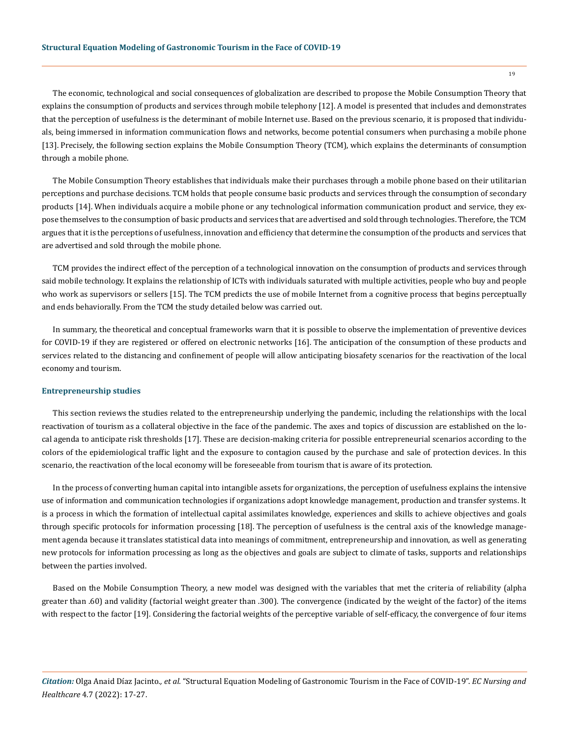The economic, technological and social consequences of globalization are described to propose the Mobile Consumption Theory that explains the consumption of products and services through mobile telephony [12]. A model is presented that includes and demonstrates that the perception of usefulness is the determinant of mobile Internet use. Based on the previous scenario, it is proposed that individuals, being immersed in information communication flows and networks, become potential consumers when purchasing a mobile phone [13]. Precisely, the following section explains the Mobile Consumption Theory (TCM), which explains the determinants of consumption through a mobile phone.

The Mobile Consumption Theory establishes that individuals make their purchases through a mobile phone based on their utilitarian perceptions and purchase decisions. TCM holds that people consume basic products and services through the consumption of secondary products [14]. When individuals acquire a mobile phone or any technological information communication product and service, they expose themselves to the consumption of basic products and services that are advertised and sold through technologies. Therefore, the TCM argues that it is the perceptions of usefulness, innovation and efficiency that determine the consumption of the products and services that are advertised and sold through the mobile phone.

TCM provides the indirect effect of the perception of a technological innovation on the consumption of products and services through said mobile technology. It explains the relationship of ICTs with individuals saturated with multiple activities, people who buy and people who work as supervisors or sellers [15]. The TCM predicts the use of mobile Internet from a cognitive process that begins perceptually and ends behaviorally. From the TCM the study detailed below was carried out.

In summary, the theoretical and conceptual frameworks warn that it is possible to observe the implementation of preventive devices for COVID-19 if they are registered or offered on electronic networks [16]. The anticipation of the consumption of these products and services related to the distancing and confinement of people will allow anticipating biosafety scenarios for the reactivation of the local economy and tourism.

### Entrepreneurship studies

This section reviews the studies related to the entrepreneurship underlying the pandemic, including the relationships with the local reactivation of tourism as a collateral objective in the face of the pandemic. The axes and topics of discussion are established on the local agenda to anticipate risk thresholds [17]. These are decision-making criteria for possible entrepreneurial scenarios according to the colors of the epidemiological traffic light and the exposure to contagion caused by the purchase and sale of protection devices. In this scenario, the reactivation of the local economy will be foreseeable from tourism that is aware of its protection.

In the process of converting human capital into intangible assets for organizations, the perception of usefulness explains the intensive use of information and communication technologies if organizations adopt knowledge management, production and transfer systems. It is a process in which the formation of intellectual capital assimilates knowledge, experiences and skills to achieve objectives and goals through specific protocols for information processing [18]. The perception of usefulness is the central axis of the knowledge management agenda because it translates statistical data into meanings of commitment, entrepreneurship and innovation, as well as generating new protocols for information processing as long as the objectives and goals are subject to climate of tasks, supports and relationships between the parties involved.

Based on the Mobile Consumption Theory, a new model was designed with the variables that met the criteria of reliability (alpha greater than .60) and validity (factorial weight greater than .300). The convergence (indicated by the weight of the factor) of the items with respect to the factor [19]. Considering the factorial weights of the perceptive variable of self-efficacy, the convergence of four items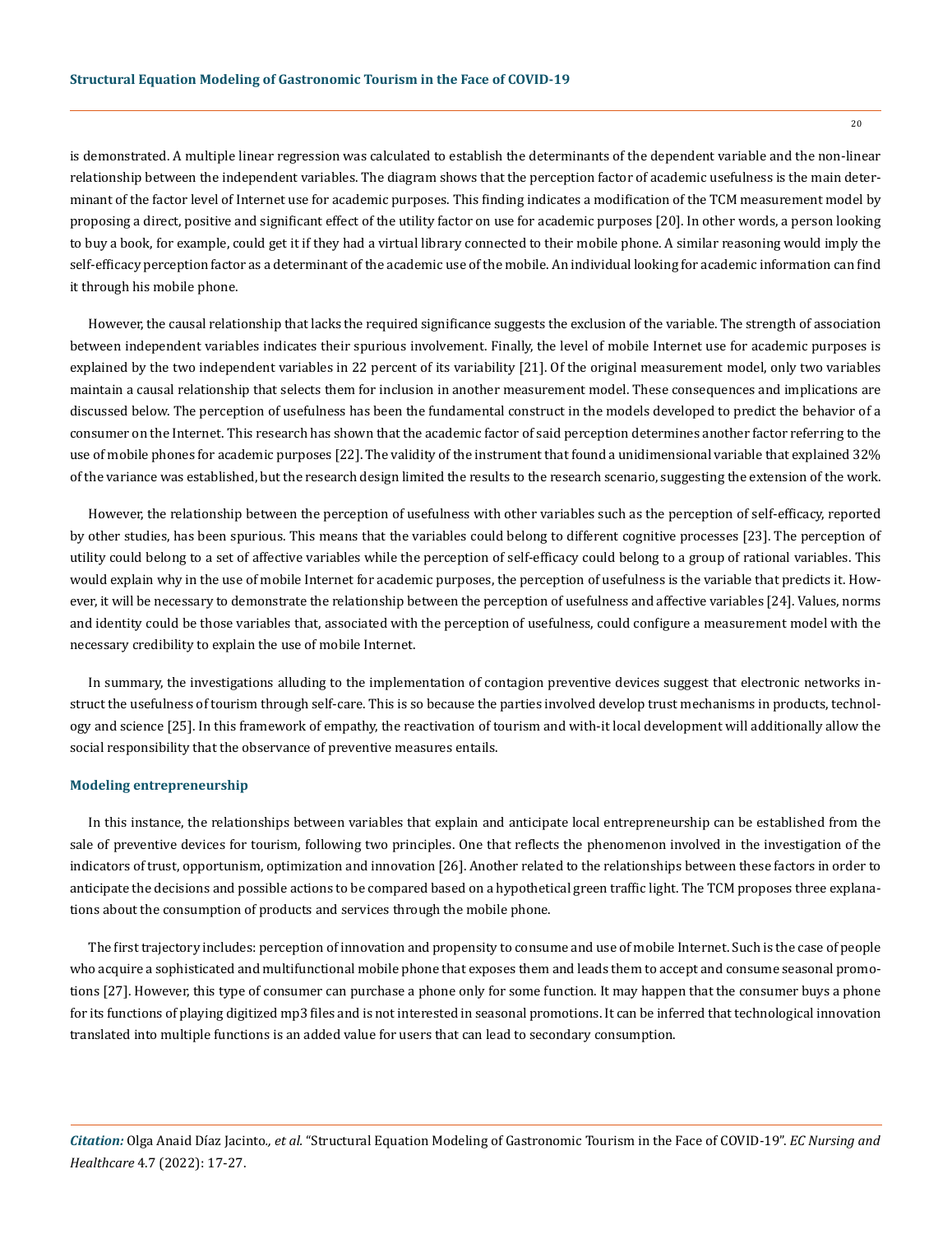is demonstrated. A multiple linear regression was calculated to establish the determinants of the dependent variable and the non-linear relationship between the independent variables. The diagram shows that the perception factor of academic usefulness is the main determinant of the factor level of Internet use for academic purposes. This finding indicates a modification of the TCM measurement model by proposing a direct, positive and significant effect of the utility factor on use for academic purposes [20]. In other words, a person looking to buy a book, for example, could get it if they had a virtual library connected to their mobile phone. A similar reasoning would imply the self-efficacy perception factor as a determinant of the academic use of the mobile. An individual looking for academic information can find it through his mobile phone.

However, the causal relationship that lacks the required significance suggests the exclusion of the variable. The strength of association between independent variables indicates their spurious involvement. Finally, the level of mobile Internet use for academic purposes is explained by the two independent variables in 22 percent of its variability [21]. Of the original measurement model, only two variables maintain a causal relationship that selects them for inclusion in another measurement model. These consequences and implications are discussed below. The perception of usefulness has been the fundamental construct in the models developed to predict the behavior of a consumer on the Internet. This research has shown that the academic factor of said perception determines another factor referring to the use of mobile phones for academic purposes [22]. The validity of the instrument that found a unidimensional variable that explained 32% of the variance was established, but the research design limited the results to the research scenario, suggesting the extension of the work.

However, the relationship between the perception of usefulness with other variables such as the perception of self-efficacy, reported by other studies, has been spurious. This means that the variables could belong to different cognitive processes [23]. The perception of utility could belong to a set of affective variables while the perception of self-efficacy could belong to a group of rational variables. This would explain why in the use of mobile Internet for academic purposes, the perception of usefulness is the variable that predicts it. However, it will be necessary to demonstrate the relationship between the perception of usefulness and affective variables [24]. Values, norms and identity could be those variables that, associated with the perception of usefulness, could configure a measurement model with the necessary credibility to explain the use of mobile Internet.

In summary, the investigations alluding to the implementation of contagion preventive devices suggest that electronic networks instruct the usefulness of tourism through self-care. This is so because the parties involved develop trust mechanisms in products, technology and science [25]. In this framework of empathy, the reactivation of tourism and with-it local development will additionally allow the social responsibility that the observance of preventive measures entails.

### Modeling entrepreneurship

In this instance, the relationships between variables that explain and anticipate local entrepreneurship can be established from the sale of preventive devices for tourism, following two principles. One that reflects the phenomenon involved in the investigation of the indicators of trust, opportunism, optimization and innovation [26]. Another related to the relationships between these factors in order to anticipate the decisions and possible actions to be compared based on a hypothetical green traffic light. The TCM proposes three explanations about the consumption of products and services through the mobile phone.

The first trajectory includes: perception of innovation and propensity to consume and use of mobile Internet. Such is the case of people who acquire a sophisticated and multifunctional mobile phone that exposes them and leads them to accept and consume seasonal promotions [27]. However, this type of consumer can purchase a phone only for some function. It may happen that the consumer buys a phone for its functions of playing digitized mp3 files and is not interested in seasonal promotions. It can be inferred that technological innovation translated into multiple functions is an added value for users that can lead to secondary consumption.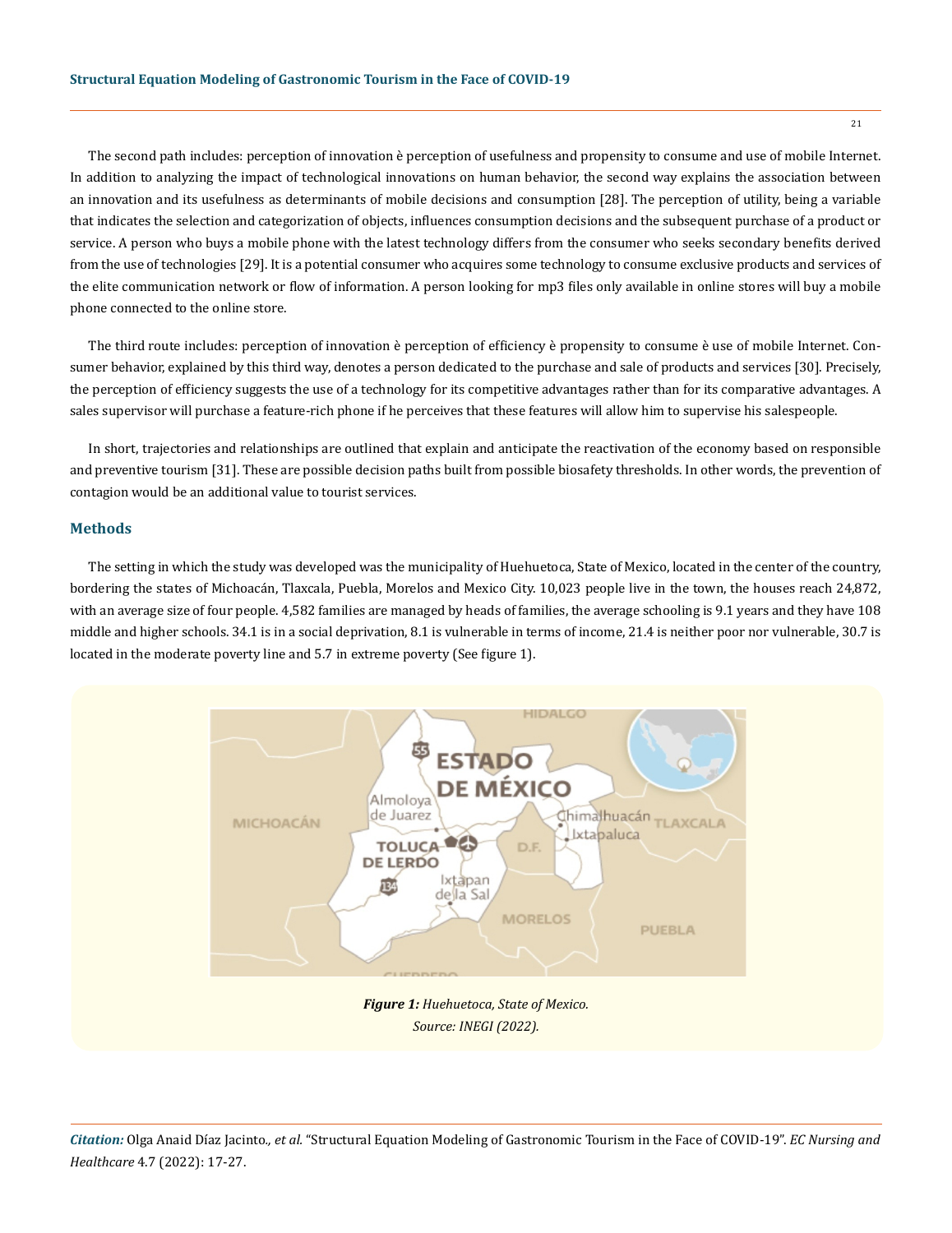The second path includes: perception of innovation è perception of usefulness and propensity to consume and use of mobile Internet. In addition to analyzing the impact of technological innovations on human behavior, the second way explains the association between an innovation and its usefulness as determinants of mobile decisions and consumption [28]. The perception of utility, being a variable that indicates the selection and categorization of objects, influences consumption decisions and the subsequent purchase of a product or service. A person who buys a mobile phone with the latest technology differs from the consumer who seeks secondary benefits derived from the use of technologies [29]. It is a potential consumer who acquires some technology to consume exclusive products and services of the elite communication network or flow of information. A person looking for mp3 files only available in online stores will buy a mobile phone connected to the online store.

The third route includes: perception of innovation è perception of efficiency è propensity to consume è use of mobile Internet. Consumer behavior, explained by this third way, denotes a person dedicated to the purchase and sale of products and services [30]. Precisely, the perception of efficiency suggests the use of a technology for its competitive advantages rather than for its comparative advantages. A sales supervisor will purchase a feature-rich phone if he perceives that these features will allow him to supervise his salespeople.

In short, trajectories and relationships are outlined that explain and anticipate the reactivation of the economy based on responsible and preventive tourism [31]. These are possible decision paths built from possible biosafety thresholds. In other words, the prevention of contagion would be an additional value to tourist services.

## Methods

The setting in which the study was developed was the municipality of Huehuetoca, State of Mexico, located in the center of the country, bordering the states of Michoacán, Tlaxcala, Puebla, Morelos and Mexico City. 10,023 people live in the town, the houses reach 24,872, with an average size of four people. 4,582 families are managed by heads of families, the average schooling is 9.1 years and they have 108 middle and higher schools. 34.1 is in a social deprivation, 8.1 is vulnerable in terms of income, 21.4 is neither poor nor vulnerable, 30.7 is located in the moderate poverty line and 5.7 in extreme poverty (See figure 1).

***Figure 1:*** *Huehuetoca, State of Mexico.*
*Source: INEGI (2022).*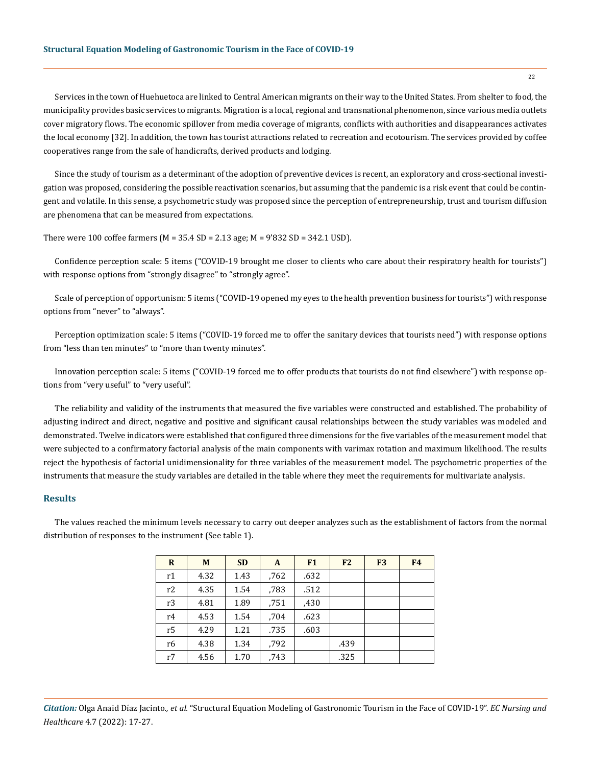Services in the town of Huehuetoca are linked to Central American migrants on their way to the United States. From shelter to food, the municipality provides basic services to migrants. Migration is a local, regional and transnational phenomenon, since various media outlets cover migratory flows. The economic spillover from media coverage of migrants, conflicts with authorities and disappearances activates the local economy [32]. In addition, the town has tourist attractions related to recreation and ecotourism. The services provided by coffee cooperatives range from the sale of handicrafts, derived products and lodging.

Since the study of tourism as a determinant of the adoption of preventive devices is recent, an exploratory and cross-sectional investigation was proposed, considering the possible reactivation scenarios, but assuming that the pandemic is a risk event that could be contingent and volatile. In this sense, a psychometric study was proposed since the perception of entrepreneurship, trust and tourism diffusion are phenomena that can be measured from expectations.

There were 100 coffee farmers (M = 35.4 SD = 2.13 age; M = 9'832 SD = 342.1 USD).

Confidence perception scale: 5 items ("COVID-19 brought me closer to clients who care about their respiratory health for tourists") with response options from "strongly disagree" to "strongly agree".

Scale of perception of opportunism: 5 items ("COVID-19 opened my eyes to the health prevention business for tourists") with response options from "never" to "always".

Perception optimization scale: 5 items ("COVID-19 forced me to offer the sanitary devices that tourists need") with response options from "less than ten minutes" to "more than twenty minutes".

Innovation perception scale: 5 items ("COVID-19 forced me to offer products that tourists do not find elsewhere") with response options from "very useful" to "very useful".

The reliability and validity of the instruments that measured the five variables were constructed and established. The probability of adjusting indirect and direct, negative and positive and significant causal relationships between the study variables was modeled and demonstrated. Twelve indicators were established that configured three dimensions for the five variables of the measurement model that were subjected to a confirmatory factorial analysis of the main components with varimax rotation and maximum likelihood. The results reject the hypothesis of factorial unidimensionality for three variables of the measurement model. The psychometric properties of the instruments that measure the study variables are detailed in the table where they meet the requirements for multivariate analysis.

## Results

The values reached the minimum levels necessary to carry out deeper analyzes such as the establishment of factors from the normal distribution of responses to the instrument (See table 1).

| R | M | SD | A | F1 | F2 | F3 | F4 |
|---|---|---|---|---|---|---|---|
| r1 | 4.32 | 1.43 | ,762 | .632 | | | |
| r2 | 4.35 | 1.54 | ,783 | .512 | | | |
| r3 | 4.81 | 1.89 | ,751 | ,430 | | | |
| r4 | 4.53 | 1.54 | ,704 | .623 | | | |
| r5 | 4.29 | 1.21 | .735 | .603 | | | |
| r6 | 4.38 | 1.34 | ,792 | | .439 | | |
| r7 | 4.56 | 1.70 | ,743 | | .325 | | |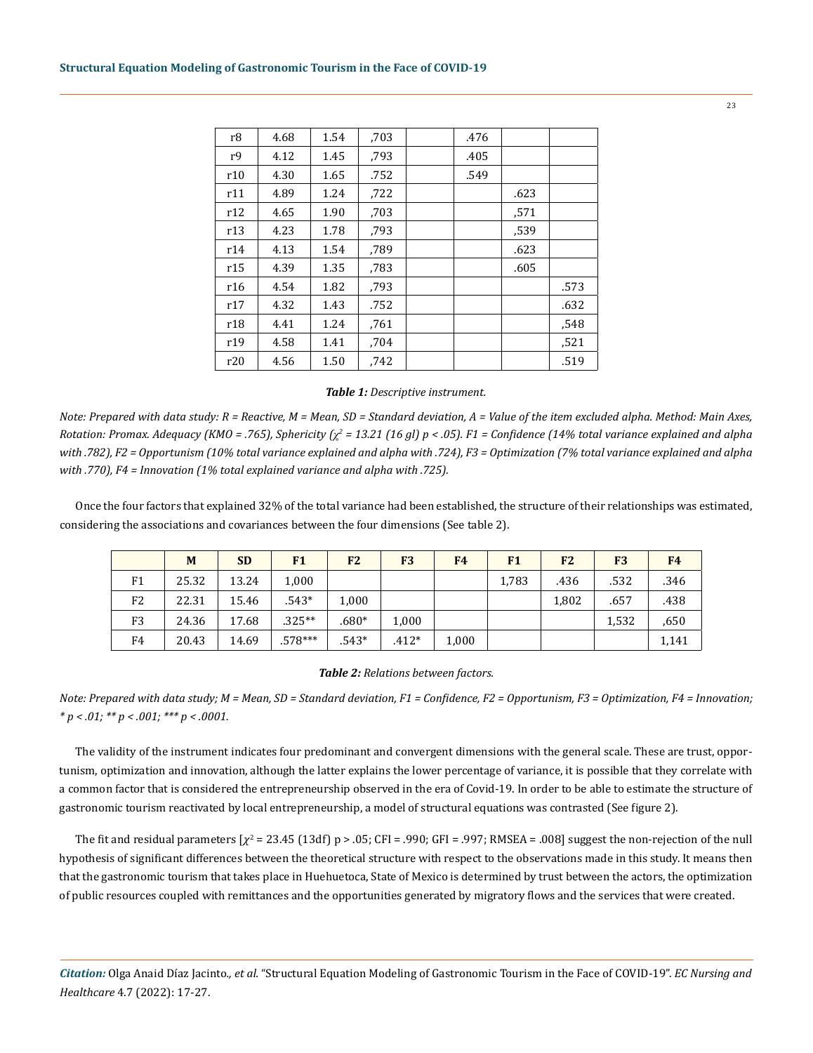| r8 | 4.68 | 1.54 | ,703 | | .476 | | |
|---|---|---|---|---|---|---|---|
| r9 | 4.12 | 1.45 | ,793 | | .405 | | |
| r10 | 4.30 | 1.65 | .752 | | .549 | | |
| r11 | 4.89 | 1.24 | ,722 | | | .623 | |
| r12 | 4.65 | 1.90 | ,703 | | | ,571 | |
| r13 | 4.23 | 1.78 | ,793 | | | ,539 | |
| r14 | 4.13 | 1.54 | ,789 | | | .623 | |
| r15 | 4.39 | 1.35 | ,783 | | | .605 | |
| r16 | 4.54 | 1.82 | ,793 | | | | .573 |
| r17 | 4.32 | 1.43 | .752 | | | | .632 |
| r18 | 4.41 | 1.24 | ,761 | | | | ,548 |
| r19 | 4.58 | 1.41 | ,704 | | | | ,521 |
| r20 | 4.56 | 1.50 | ,742 | | | | .519 |

***Table 1:** Descriptive instrument.*

*Note: Prepared with data study: R = Reactive, M = Mean, SD = Standard deviation, A = Value of the item excluded alpha. Method: Main Axes, Rotation: Promax. Adequacy (KMO = .765), Sphericity ($\chi^2$ = 13.21 (16 gl) p < .05). F1 = Confidence (14% total variance explained and alpha with .782), F2 = Opportunism (10% total variance explained and alpha with .724), F3 = Optimization (7% total variance explained and alpha with .770), F4 = Innovation (1% total explained variance and alpha with .725).*

Once the four factors that explained 32% of the total variance had been established, the structure of their relationships was estimated, considering the associations and covariances between the four dimensions (See table 2).

| | M | SD | F1 | F2 | F3 | F4 | F1 | F2 | F3 | F4 |
|---|---|---|---|---|---|---|---|---|---|---|
| F1 | 25.32 | 13.24 | 1,000 | | | | 1,783 | .436 | .532 | .346 |
| F2 | 22.31 | 15.46 | .543* | 1,000 | | | | 1,802 | .657 | .438 |
| F3 | 24.36 | 17.68 | .325** | .680* | 1,000 | | | | 1,532 | ,650 |
| F4 | 20.43 | 14.69 | .578*** | .543* | .412* | 1,000 | | | | 1,141 |

***Table 2:** Relations between factors.*

*Note: Prepared with data study; M = Mean, SD = Standard deviation, F1 = Confidence, F2 = Opportunism, F3 = Optimization, F4 = Innovation; * p < .01; ** p < .001; *** p < .0001.*

The validity of the instrument indicates four predominant and convergent dimensions with the general scale. These are trust, opportunism, optimization and innovation, although the latter explains the lower percentage of variance, it is possible that they correlate with a common factor that is considered the entrepreneurship observed in the era of Covid-19. In order to be able to estimate the structure of gastronomic tourism reactivated by local entrepreneurship, a model of structural equations was contrasted (See figure 2).

The fit and residual parameters [$\chi^2$ = 23.45 (13df) p > .05; CFI = .990; GFI = .997; RMSEA = .008] suggest the non-rejection of the null hypothesis of significant differences between the theoretical structure with respect to the observations made in this study. It means then that the gastronomic tourism that takes place in Huehuetoca, State of Mexico is determined by trust between the actors, the optimization of public resources coupled with remittances and the opportunities generated by migratory flows and the services that were created.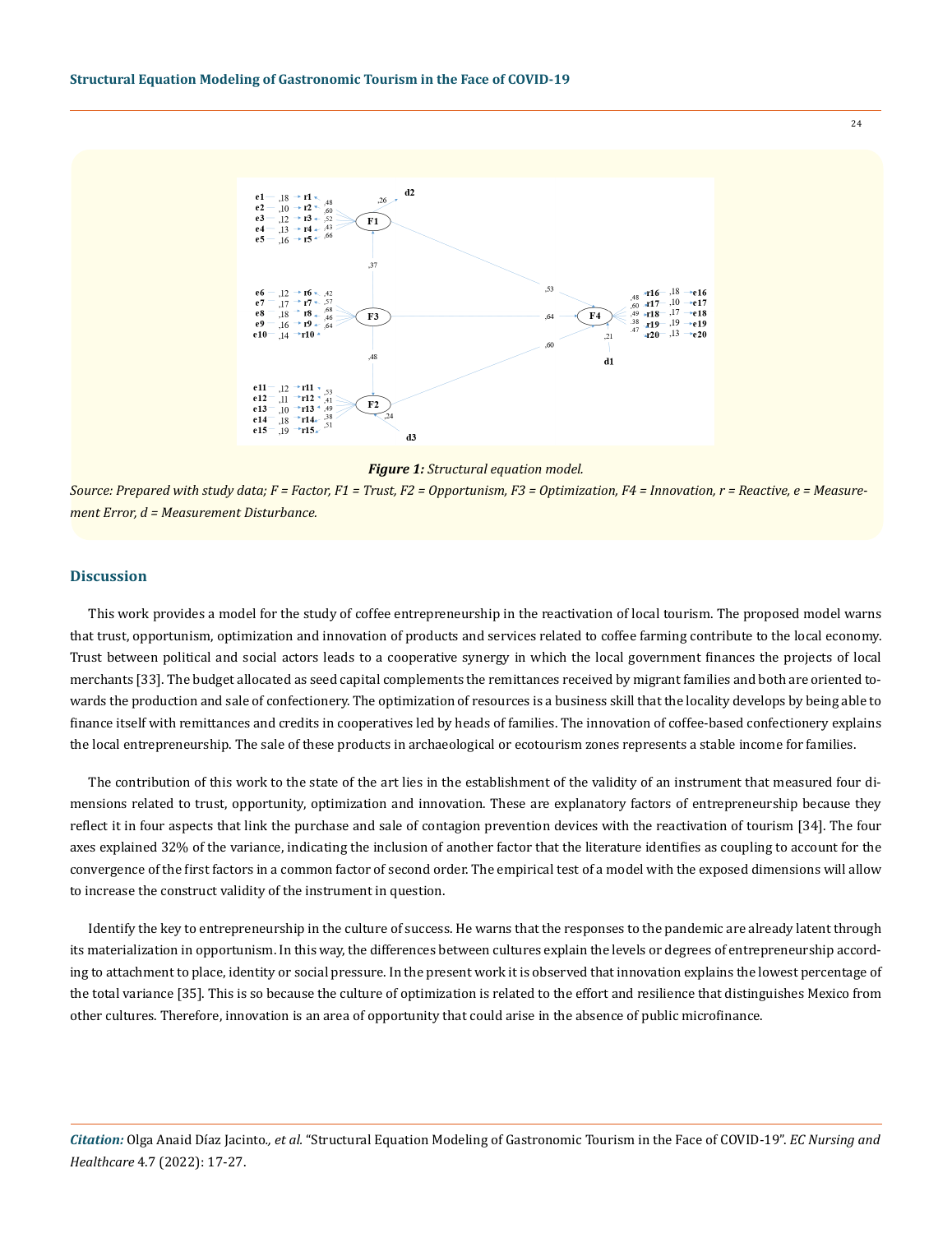*Figure 1: Structural equation model.*

*Source: Prepared with study data; F = Factor, F1 = Trust, F2 = Opportunism, F3 = Optimization, F4 = Innovation, r = Reactive, e = Measurement Error, d = Measurement Disturbance.*

## Discussion

This work provides a model for the study of coffee entrepreneurship in the reactivation of local tourism. The proposed model warns that trust, opportunism, optimization and innovation of products and services related to coffee farming contribute to the local economy. Trust between political and social actors leads to a cooperative synergy in which the local government finances the projects of local merchants [33]. The budget allocated as seed capital complements the remittances received by migrant families and both are oriented towards the production and sale of confectionery. The optimization of resources is a business skill that the locality develops by being able to finance itself with remittances and credits in cooperatives led by heads of families. The innovation of coffee-based confectionery explains the local entrepreneurship. The sale of these products in archaeological or ecotourism zones represents a stable income for families.

The contribution of this work to the state of the art lies in the establishment of the validity of an instrument that measured four dimensions related to trust, opportunity, optimization and innovation. These are explanatory factors of entrepreneurship because they reflect it in four aspects that link the purchase and sale of contagion prevention devices with the reactivation of tourism [34]. The four axes explained 32% of the variance, indicating the inclusion of another factor that the literature identifies as coupling to account for the convergence of the first factors in a common factor of second order. The empirical test of a model with the exposed dimensions will allow to increase the construct validity of the instrument in question.

Identify the key to entrepreneurship in the culture of success. He warns that the responses to the pandemic are already latent through its materialization in opportunism. In this way, the differences between cultures explain the levels or degrees of entrepreneurship according to attachment to place, identity or social pressure. In the present work it is observed that innovation explains the lowest percentage of the total variance [35]. This is so because the culture of optimization is related to the effort and resilience that distinguishes Mexico from other cultures. Therefore, innovation is an area of opportunity that could arise in the absence of public microfinance.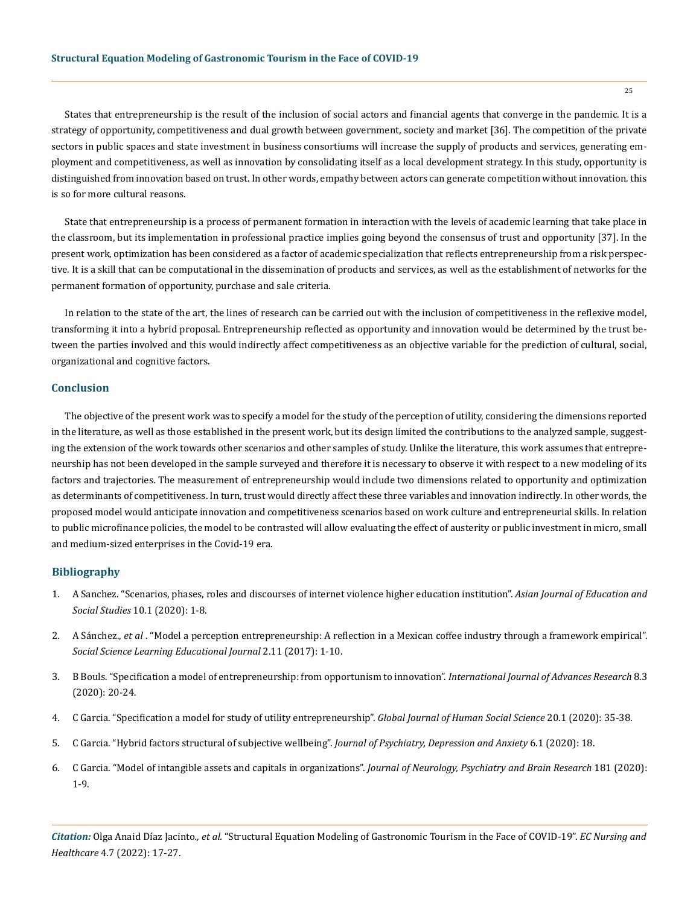States that entrepreneurship is the result of the inclusion of social actors and financial agents that converge in the pandemic. It is a strategy of opportunity, competitiveness and dual growth between government, society and market [36]. The competition of the private sectors in public spaces and state investment in business consortiums will increase the supply of products and services, generating employment and competitiveness, as well as innovation by consolidating itself as a local development strategy. In this study, opportunity is distinguished from innovation based on trust. In other words, empathy between actors can generate competition without innovation. this is so for more cultural reasons.

State that entrepreneurship is a process of permanent formation in interaction with the levels of academic learning that take place in the classroom, but its implementation in professional practice implies going beyond the consensus of trust and opportunity [37]. In the present work, optimization has been considered as a factor of academic specialization that reflects entrepreneurship from a risk perspective. It is a skill that can be computational in the dissemination of products and services, as well as the establishment of networks for the permanent formation of opportunity, purchase and sale criteria.

In relation to the state of the art, the lines of research can be carried out with the inclusion of competitiveness in the reflexive model, transforming it into a hybrid proposal. Entrepreneurship reflected as opportunity and innovation would be determined by the trust between the parties involved and this would indirectly affect competitiveness as an objective variable for the prediction of cultural, social, organizational and cognitive factors.

## Conclusion

The objective of the present work was to specify a model for the study of the perception of utility, considering the dimensions reported in the literature, as well as those established in the present work, but its design limited the contributions to the analyzed sample, suggesting the extension of the work towards other scenarios and other samples of study. Unlike the literature, this work assumes that entrepreneurship has not been developed in the sample surveyed and therefore it is necessary to observe it with respect to a new modeling of its factors and trajectories. The measurement of entrepreneurship would include two dimensions related to opportunity and optimization as determinants of competitiveness. In turn, trust would directly affect these three variables and innovation indirectly. In other words, the proposed model would anticipate innovation and competitiveness scenarios based on work culture and entrepreneurial skills. In relation to public microfinance policies, the model to be contrasted will allow evaluating the effect of austerity or public investment in micro, small and medium-sized enterprises in the Covid-19 era.

## Bibliography

1. A Sanchez. "Scenarios, phases, roles and discourses of internet violence higher education institution". *Asian Journal of Education and Social Studies* 10.1 (2020): 1-8.
2. A Sánchez., *et al*. "Model a perception entrepreneurship: A reflection in a Mexican coffee industry through a framework empirical". *Social Science Learning Educational Journal* 2.11 (2017): 1-10.
3. B Bouls. "Specification a model of entrepreneurship: from opportunism to innovation". *International Journal of Advances Research* 8.3 (2020): 20-24.
4. C Garcia. "Specification a model for study of utility entrepreneurship". *Global Journal of Human Social Science* 20.1 (2020): 35-38.
5. C Garcia. "Hybrid factors structural of subjective wellbeing". *Journal of Psychiatry, Depression and Anxiety* 6.1 (2020): 18.
6. C Garcia. "Model of intangible assets and capitals in organizations". *Journal of Neurology, Psychiatry and Brain Research* 181 (2020): 1-9.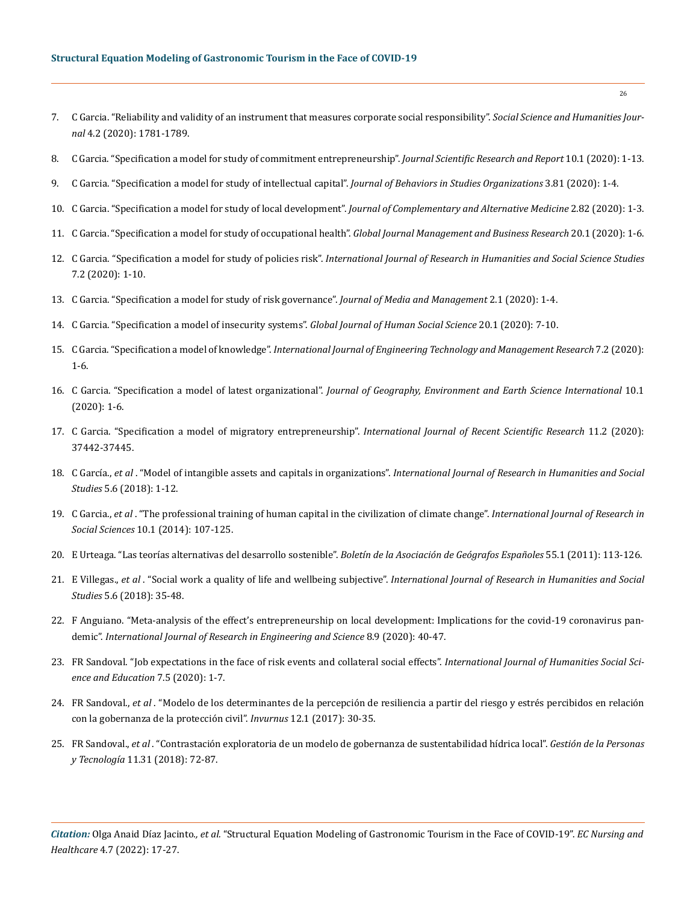7. C Garcia. "Reliability and validity of an instrument that measures corporate social responsibility". *Social Science and Humanities Journal* 4.2 (2020): 1781-1789.
8. C Garcia. "Specification a model for study of commitment entrepreneurship". *Journal Scientific Research and Report* 10.1 (2020): 1-13.
9. C Garcia. "Specification a model for study of intellectual capital". *Journal of Behaviors in Studies Organizations* 3.81 (2020): 1-4.
10. C Garcia. "Specification a model for study of local development". *Journal of Complementary and Alternative Medicine* 2.82 (2020): 1-3.
11. C Garcia. "Specification a model for study of occupational health". *Global Journal Management and Business Research* 20.1 (2020): 1-6.
12. C Garcia. "Specification a model for study of policies risk". *International Journal of Research in Humanities and Social Science Studies* 7.2 (2020): 1-10.
13. C Garcia. "Specification a model for study of risk governance". *Journal of Media and Management* 2.1 (2020): 1-4.
14. C Garcia. "Specification a model of insecurity systems". *Global Journal of Human Social Science* 20.1 (2020): 7-10.
15. C Garcia. "Specification a model of knowledge". *International Journal of Engineering Technology and Management Research* 7.2 (2020): 1-6.
16. C Garcia. "Specification a model of latest organizational". *Journal of Geography, Environment and Earth Science International* 10.1 (2020): 1-6.
17. C Garcia. "Specification a model of migratory entrepreneurship". *International Journal of Recent Scientific Research* 11.2 (2020): 37442-37445.
18. C García., *et al*. "Model of intangible assets and capitals in organizations". *International Journal of Research in Humanities and Social Studies* 5.6 (2018): 1-12.
19. C Garcia., *et al*. "The professional training of human capital in the civilization of climate change". *International Journal of Research in Social Sciences* 10.1 (2014): 107-125.
20. E Urteaga. "Las teorías alternativas del desarrollo sostenible". *Boletín de la Asociación de Geógrafos Españoles* 55.1 (2011): 113-126.
21. E Villegas., *et al*. "Social work a quality of life and wellbeing subjective". *International Journal of Research in Humanities and Social Studies* 5.6 (2018): 35-48.
22. F Anguiano. "Meta-analysis of the effect's entrepreneurship on local development: Implications for the covid-19 coronavirus pandemic". *International Journal of Research in Engineering and Science* 8.9 (2020): 40-47.
23. FR Sandoval. "Job expectations in the face of risk events and collateral social effects". *International Journal of Humanities Social Science and Education* 7.5 (2020): 1-7.
24. FR Sandoval., *et al*. "Modelo de los determinantes de la percepción de resiliencia a partir del riesgo y estrés percibidos en relación con la gobernanza de la protección civil". *Invurnus* 12.1 (2017): 30-35.
25. FR Sandoval., *et al*. "Contrastación exploratoria de un modelo de gobernanza de sustentabilidad hídrica local". *Gestión de la Personas y Tecnología* 11.31 (2018): 72-87.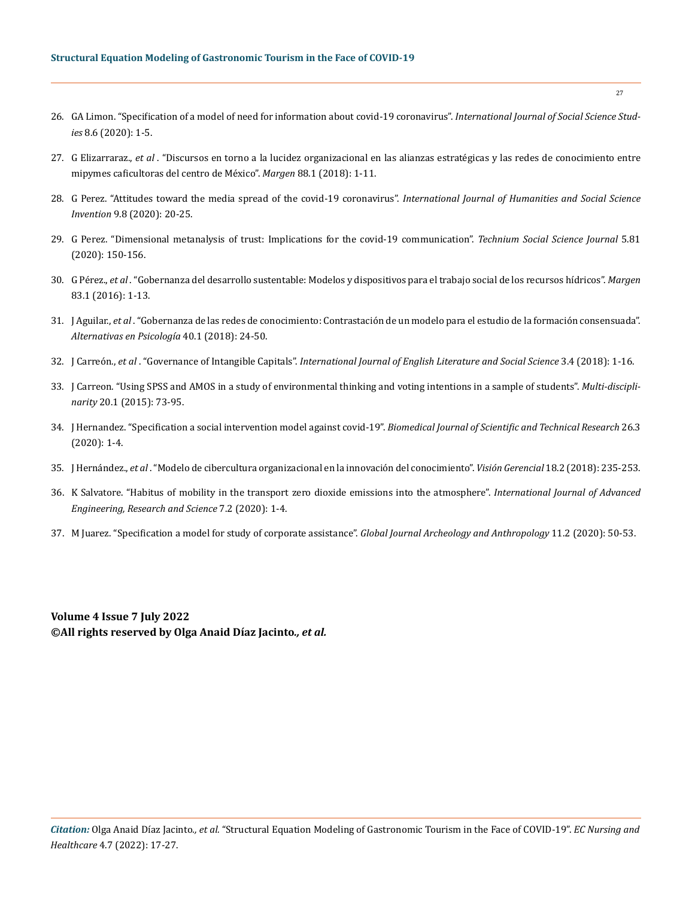26. GA Limon. "Specification of a model of need for information about covid-19 coronavirus". *International Journal of Social Science Studies* 8.6 (2020): 1-5.

27. G Elizarraraz., *et al* . "Discursos en torno a la lucidez organizacional en las alianzas estratégicas y las redes de conocimiento entre mipymes caficultoras del centro de México". *Margen* 88.1 (2018): 1-11.

28. G Perez. "Attitudes toward the media spread of the covid-19 coronavirus". *International Journal of Humanities and Social Science Invention* 9.8 (2020): 20-25.

29. G Perez. "Dimensional metanalysis of trust: Implications for the covid-19 communication". *Technium Social Science Journal* 5.81 (2020): 150-156.

30. G Pérez., *et al* . "Gobernanza del desarrollo sustentable: Modelos y dispositivos para el trabajo social de los recursos hídricos". *Margen* 83.1 (2016): 1-13.

31. J Aguilar., *et al* . "Gobernanza de las redes de conocimiento: Contrastación de un modelo para el estudio de la formación consensuada". *Alternativas en Psicología* 40.1 (2018): 24-50.

32. J Carreón., *et al* . "Governance of Intangible Capitals". *International Journal of English Literature and Social Science* 3.4 (2018): 1-16.

33. J Carreon. "Using SPSS and AMOS in a study of environmental thinking and voting intentions in a sample of students". *Multi-disciplinarity* 20.1 (2015): 73-95.

34. J Hernandez. "Specification a social intervention model against covid-19". *Biomedical Journal of Scientific and Technical Research* 26.3 (2020): 1-4.

35. J Hernández., *et al* . "Modelo de cibercultura organizacional en la innovación del conocimiento". *Visión Gerencial* 18.2 (2018): 235-253.

36. K Salvatore. "Habitus of mobility in the transport zero dioxide emissions into the atmosphere". *International Journal of Advanced Engineering, Research and Science* 7.2 (2020): 1-4.

37. M Juarez. "Specification a model for study of corporate assistance". *Global Journal Archeology and Anthropology* 11.2 (2020): 50-53.

**Volume 4 Issue 7 July 2022**
**©All rights reserved by Olga Anaid Díaz Jacinto*., et al.***